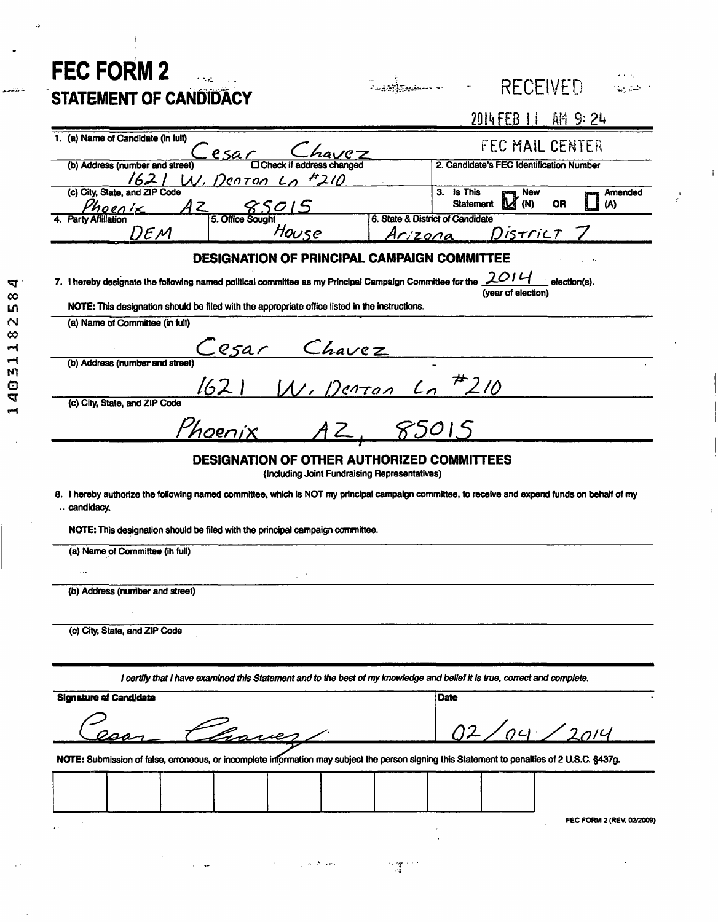# FEC FORM 2
## STATEMENT OF CANDIDACY

RECEIVED

2014 FEB 11 AM 9:24

FEC MAIL CENTER

1. (a) Name of Candidate (in full): Cesar Chavez

   (b) Address (number and street): 1621 W. Denton Ln #210 ☐ Check if address changed

   (c) City, State, and ZIP Code: Phoenix AZ 85015

2. Candidate's FEC Identification Number:

3. Is This Statement ☑ New (N) OR ☐ Amended (A)

4. Party Affiliation: DEM

5. Office Sought: House

6. State & District of Candidate: Arizona District 7

### DESIGNATION OF PRINCIPAL CAMPAIGN COMMITTEE

7. I hereby designate the following named political committee as my Principal Campaign Committee for the 2014 (year of election) election(s).

**NOTE:** This designation should be filed with the appropriate office listed in the instructions.

(a) Name of Committee (in full): Cesar Chavez

(b) Address (number and street): 1621 W. Denton Ln #210

(c) City, State, and ZIP Code: Phoenix AZ, 85015

### DESIGNATION OF OTHER AUTHORIZED COMMITTEES
(Including Joint Fundraising Representatives)

8. I hereby authorize the following named committee, which is NOT my principal campaign committee, to receive and expend funds on behalf of my candidacy.

**NOTE:** This designation should be filed with the principal campaign committee.

(a) Name of Committee (in full):

(b) Address (number and street):

(c) City, State, and ZIP Code:

*I certify that I have examined this Statement and to the best of my knowledge and belief it is true, correct and complete.*

**Signature of Candidate:** Cesar Chavez

**Date:** 02/04/2014

**NOTE:** Submission of false, erroneous, or incomplete information may subject the person signing this Statement to penalties of 2 U.S.C. §437g.

FEC FORM 2 (REV. 02/2009)

14031182584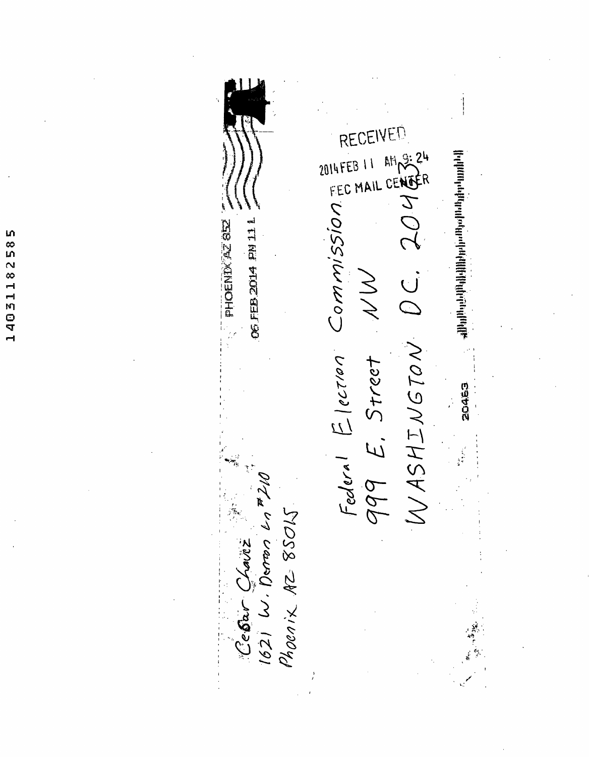14031182585

Cesar Chavez
1621 W. Denton Ln #210
Phoenix AZ 85015

PHOENIX AZ 852
06 FEB 2014 PM 11 L

RECEIVED
2014 FEB 11 AM 9:24
FEC MAIL CENTER

Federal Election Commission
999 E. Street NW
WASHINGTON DC. 20463

20463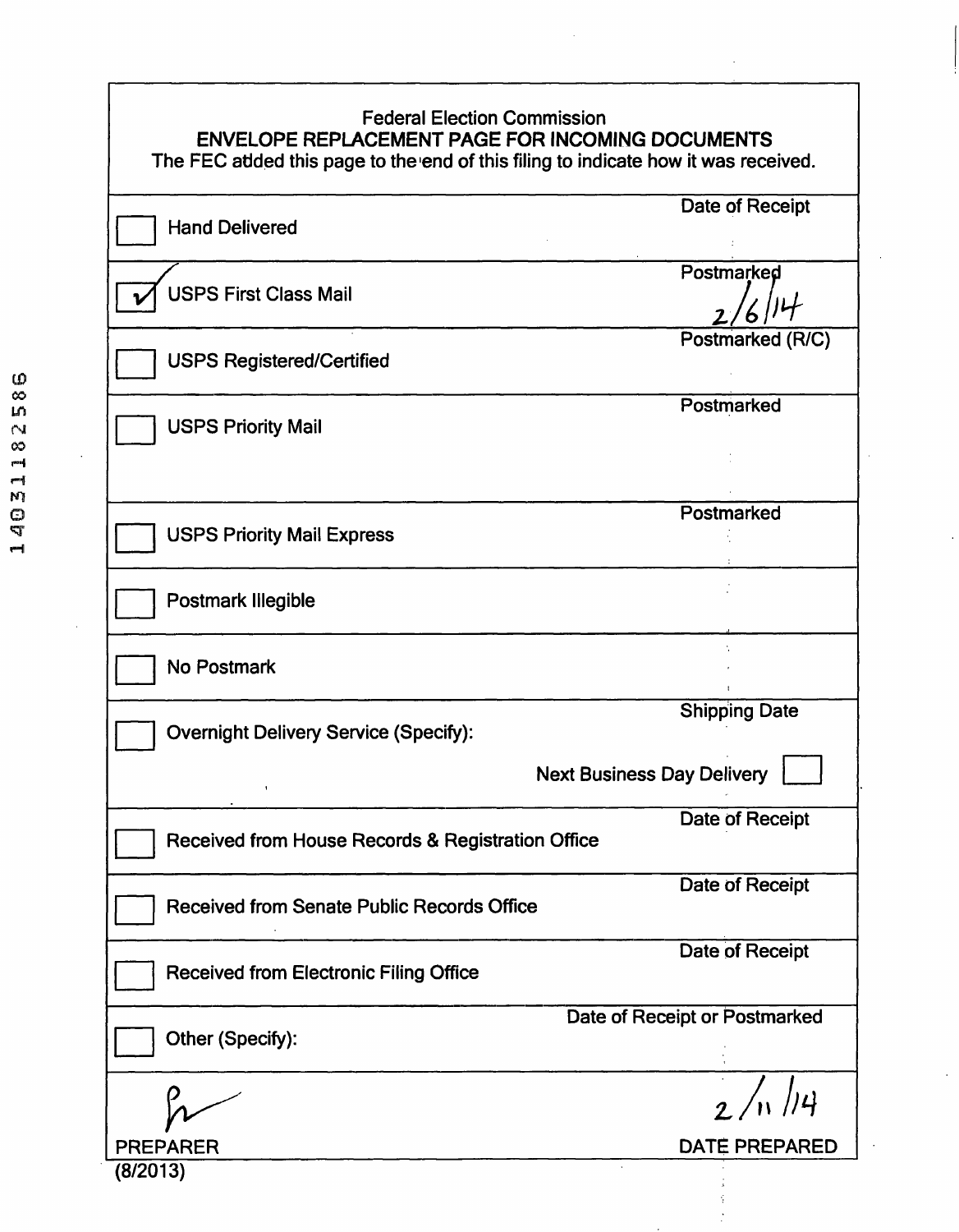Federal Election Commission
**ENVELOPE REPLACEMENT PAGE FOR INCOMING DOCUMENTS**
The FEC added this page to the end of this filing to indicate how it was received.

| | | |
|---|---|---|
| ☐ | Hand Delivered | Date of Receipt |
| ☑ | USPS First Class Mail | Postmarked 2/6/14 |
| ☐ | USPS Registered/Certified | Postmarked (R/C) |
| ☐ | USPS Priority Mail | Postmarked |
| ☐ | USPS Priority Mail Express | Postmarked |
| ☐ | Postmark Illegible | |
| ☐ | No Postmark | |
| ☐ | Overnight Delivery Service (Specify): | Shipping Date<br>Next Business Day Delivery ☐ |
| ☐ | Received from House Records & Registration Office | Date of Receipt |
| ☐ | Received from Senate Public Records Office | Date of Receipt |
| ☐ | Received from Electronic Filing Office | Date of Receipt |
| ☐ | Other (Specify): | Date of Receipt or Postmarked |

PREPARER: [signature]

DATE PREPARED: 2/11/14

(8/2013)

14031182586